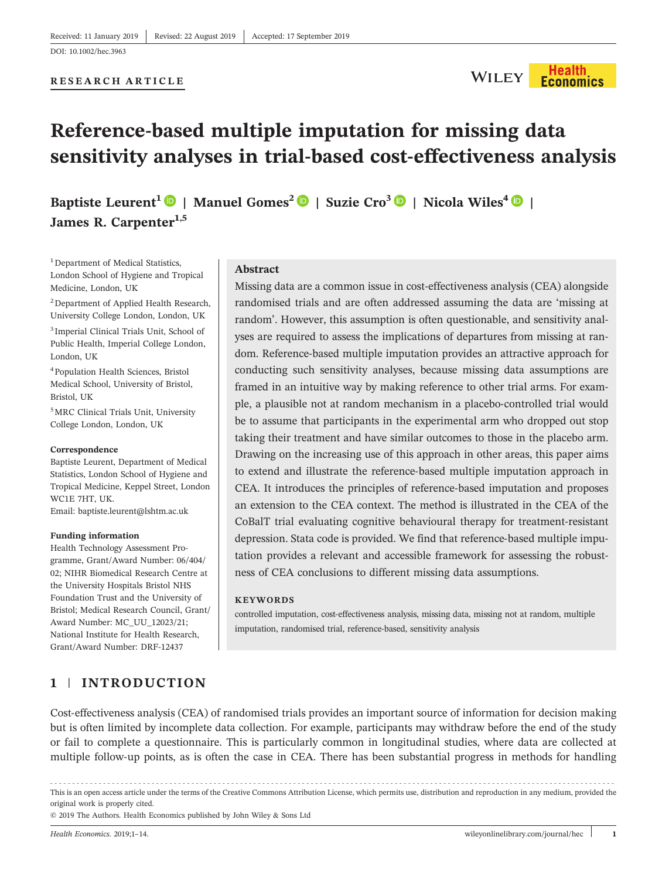Received: 11 January 2019 | Revised: 22 August 2019 | Accepted: 17 September 2019

DOI: 10.1002/hec.3963

RESEARCH ARTICLE

# Reference-based multiple imputation for missing data sensitivity analyses in trial-based cost-effectiveness analysis

**Baptiste Leurent[1] | Manuel Gomes[2] | Suzie Cro[3] | Nicola Wiles[4] | James R. Carpenter[1,5]**

[1] Department of Medical Statistics, London School of Hygiene and Tropical Medicine, London, UK

[2] Department of Applied Health Research, University College London, London, UK

[3] Imperial Clinical Trials Unit, School of Public Health, Imperial College London, London, UK

[4] Population Health Sciences, Bristol Medical School, University of Bristol, Bristol, UK

[5] MRC Clinical Trials Unit, University College London, London, UK

**Correspondence**

Baptiste Leurent, Department of Medical Statistics, London School of Hygiene and Tropical Medicine, Keppel Street, London WC1E 7HT, UK.
Email: baptiste.leurent@lshtm.ac.uk

**Funding information**

Health Technology Assessment Programme, Grant/Award Number: 06/404/02; NIHR Biomedical Research Centre at the University Hospitals Bristol NHS Foundation Trust and the University of Bristol; Medical Research Council, Grant/Award Number: MC_UU_12023/21; National Institute for Health Research, Grant/Award Number: DRF-12437

## Abstract

Missing data are a common issue in cost-effectiveness analysis (CEA) alongside randomised trials and are often addressed assuming the data are 'missing at random'. However, this assumption is often questionable, and sensitivity analyses are required to assess the implications of departures from missing at random. Reference-based multiple imputation provides an attractive approach for conducting such sensitivity analyses, because missing data assumptions are framed in an intuitive way by making reference to other trial arms. For example, a plausible not at random mechanism in a placebo-controlled trial would be to assume that participants in the experimental arm who dropped out stop taking their treatment and have similar outcomes to those in the placebo arm. Drawing on the increasing use of this approach in other areas, this paper aims to extend and illustrate the reference-based multiple imputation approach in CEA. It introduces the principles of reference-based imputation and proposes an extension to the CEA context. The method is illustrated in the CEA of the CoBalT trial evaluating cognitive behavioural therapy for treatment-resistant depression. Stata code is provided. We find that reference-based multiple imputation provides a relevant and accessible framework for assessing the robustness of CEA conclusions to different missing data assumptions.

**KEYWORDS**

controlled imputation, cost-effectiveness analysis, missing data, missing not at random, multiple imputation, randomised trial, reference-based, sensitivity analysis

## 1 | INTRODUCTION

Cost-effectiveness analysis (CEA) of randomised trials provides an important source of information for decision making but is often limited by incomplete data collection. For example, participants may withdraw before the end of the study or fail to complete a questionnaire. This is particularly common in longitudinal studies, where data are collected at multiple follow-up points, as is often the case in CEA. There has been substantial progress in methods for handling

This is an open access article under the terms of the Creative Commons Attribution License, which permits use, distribution and reproduction in any medium, provided the original work is properly cited.

© 2019 The Authors. Health Economics published by John Wiley & Sons Ltd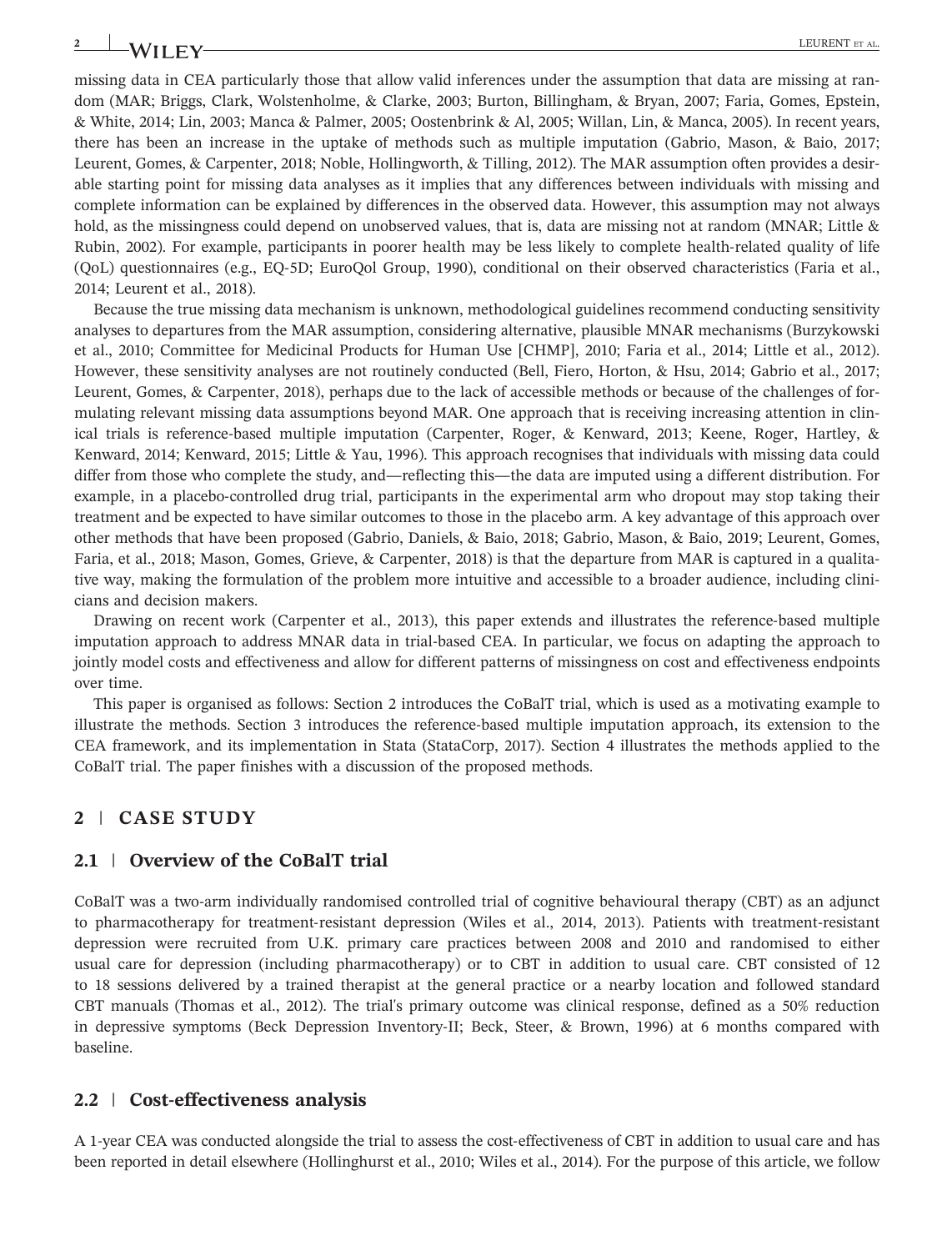missing data in CEA particularly those that allow valid inferences under the assumption that data are missing at random (MAR; Briggs, Clark, Wolstenholme, & Clarke, 2003; Burton, Billingham, & Bryan, 2007; Faria, Gomes, Epstein, & White, 2014; Lin, 2003; Manca & Palmer, 2005; Oostenbrink & Al, 2005; Willan, Lin, & Manca, 2005). In recent years, there has been an increase in the uptake of methods such as multiple imputation (Gabrio, Mason, & Baio, 2017; Leurent, Gomes, & Carpenter, 2018; Noble, Hollingworth, & Tilling, 2012). The MAR assumption often provides a desirable starting point for missing data analyses as it implies that any differences between individuals with missing and complete information can be explained by differences in the observed data. However, this assumption may not always hold, as the missingness could depend on unobserved values, that is, data are missing not at random (MNAR; Little & Rubin, 2002). For example, participants in poorer health may be less likely to complete health-related quality of life (QoL) questionnaires (e.g., EQ-5D; EuroQol Group, 1990), conditional on their observed characteristics (Faria et al., 2014; Leurent et al., 2018).

Because the true missing data mechanism is unknown, methodological guidelines recommend conducting sensitivity analyses to departures from the MAR assumption, considering alternative, plausible MNAR mechanisms (Burzykowski et al., 2010; Committee for Medicinal Products for Human Use [CHMP], 2010; Faria et al., 2014; Little et al., 2012). However, these sensitivity analyses are not routinely conducted (Bell, Fiero, Horton, & Hsu, 2014; Gabrio et al., 2017; Leurent, Gomes, & Carpenter, 2018), perhaps due to the lack of accessible methods or because of the challenges of formulating relevant missing data assumptions beyond MAR. One approach that is receiving increasing attention in clinical trials is reference-based multiple imputation (Carpenter, Roger, & Kenward, 2013; Keene, Roger, Hartley, & Kenward, 2014; Kenward, 2015; Little & Yau, 1996). This approach recognises that individuals with missing data could differ from those who complete the study, and—reflecting this—the data are imputed using a different distribution. For example, in a placebo-controlled drug trial, participants in the experimental arm who dropout may stop taking their treatment and be expected to have similar outcomes to those in the placebo arm. A key advantage of this approach over other methods that have been proposed (Gabrio, Daniels, & Baio, 2018; Gabrio, Mason, & Baio, 2019; Leurent, Gomes, Faria, et al., 2018; Mason, Gomes, Grieve, & Carpenter, 2018) is that the departure from MAR is captured in a qualitative way, making the formulation of the problem more intuitive and accessible to a broader audience, including clinicians and decision makers.

Drawing on recent work (Carpenter et al., 2013), this paper extends and illustrates the reference-based multiple imputation approach to address MNAR data in trial-based CEA. In particular, we focus on adapting the approach to jointly model costs and effectiveness and allow for different patterns of missingness on cost and effectiveness endpoints over time.

This paper is organised as follows: Section 2 introduces the CoBalT trial, which is used as a motivating example to illustrate the methods. Section 3 introduces the reference-based multiple imputation approach, its extension to the CEA framework, and its implementation in Stata (StataCorp, 2017). Section 4 illustrates the methods applied to the CoBalT trial. The paper finishes with a discussion of the proposed methods.

## 2 | CASE STUDY

### 2.1 | Overview of the CoBalT trial

CoBalT was a two-arm individually randomised controlled trial of cognitive behavioural therapy (CBT) as an adjunct to pharmacotherapy for treatment-resistant depression (Wiles et al., 2014, 2013). Patients with treatment-resistant depression were recruited from U.K. primary care practices between 2008 and 2010 and randomised to either usual care for depression (including pharmacotherapy) or to CBT in addition to usual care. CBT consisted of 12 to 18 sessions delivered by a trained therapist at the general practice or a nearby location and followed standard CBT manuals (Thomas et al., 2012). The trial's primary outcome was clinical response, defined as a 50% reduction in depressive symptoms (Beck Depression Inventory-II; Beck, Steer, & Brown, 1996) at 6 months compared with baseline.

### 2.2 | Cost-effectiveness analysis

A 1-year CEA was conducted alongside the trial to assess the cost-effectiveness of CBT in addition to usual care and has been reported in detail elsewhere (Hollinghurst et al., 2010; Wiles et al., 2014). For the purpose of this article, we follow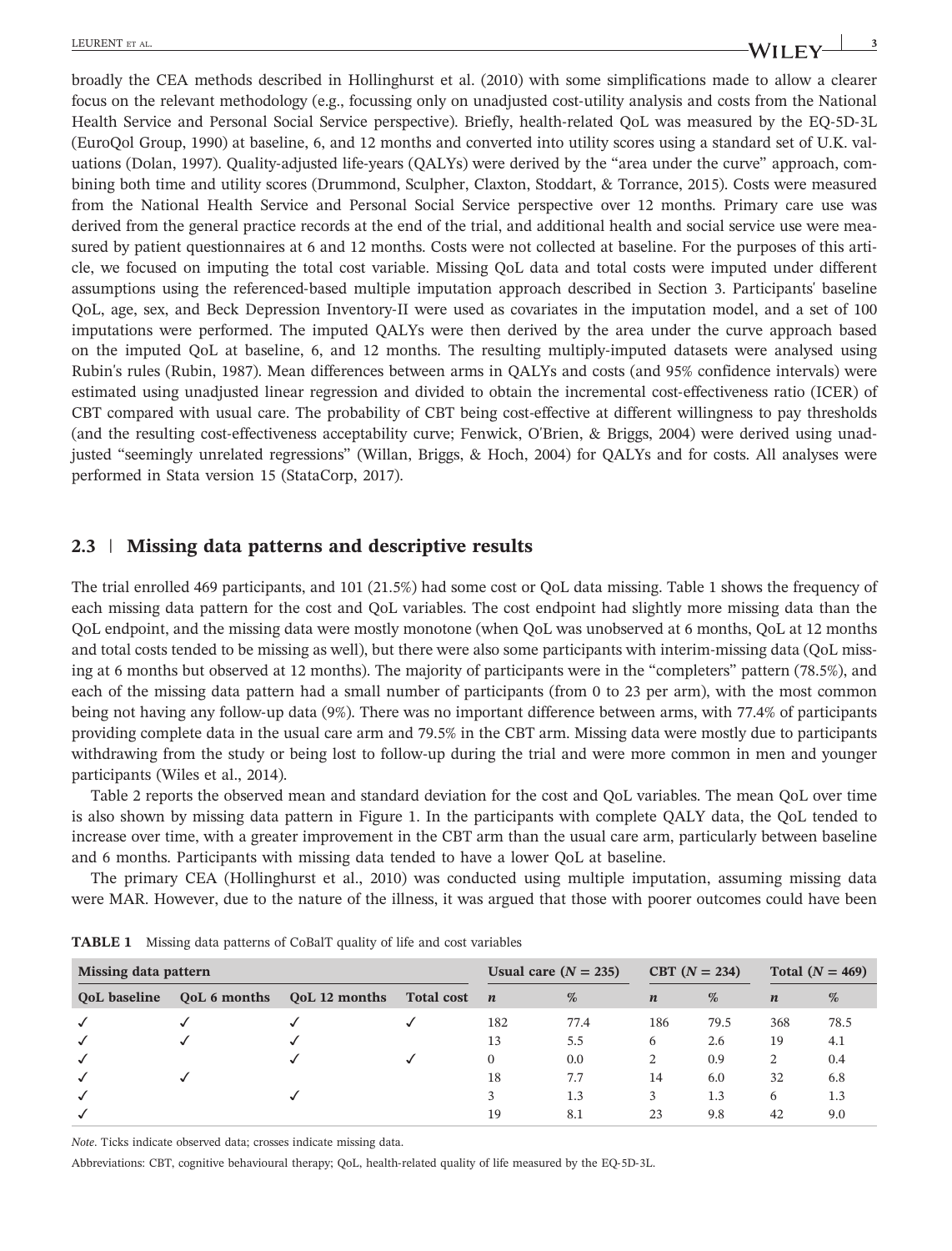broadly the CEA methods described in Hollinghurst et al. (2010) with some simplifications made to allow a clearer focus on the relevant methodology (e.g., focussing only on unadjusted cost-utility analysis and costs from the National Health Service and Personal Social Service perspective). Briefly, health-related QoL was measured by the EQ-5D-3L (EuroQol Group, 1990) at baseline, 6, and 12 months and converted into utility scores using a standard set of U.K. valuations (Dolan, 1997). Quality-adjusted life-years (QALYs) were derived by the "area under the curve" approach, combining both time and utility scores (Drummond, Sculpher, Claxton, Stoddart, & Torrance, 2015). Costs were measured from the National Health Service and Personal Social Service perspective over 12 months. Primary care use was derived from the general practice records at the end of the trial, and additional health and social service use were measured by patient questionnaires at 6 and 12 months. Costs were not collected at baseline. For the purposes of this article, we focused on imputing the total cost variable. Missing QoL data and total costs were imputed under different assumptions using the referenced-based multiple imputation approach described in Section 3. Participants' baseline QoL, age, sex, and Beck Depression Inventory-II were used as covariates in the imputation model, and a set of 100 imputations were performed. The imputed QALYs were then derived by the area under the curve approach based on the imputed QoL at baseline, 6, and 12 months. The resulting multiply-imputed datasets were analysed using Rubin's rules (Rubin, 1987). Mean differences between arms in QALYs and costs (and 95% confidence intervals) were estimated using unadjusted linear regression and divided to obtain the incremental cost-effectiveness ratio (ICER) of CBT compared with usual care. The probability of CBT being cost-effective at different willingness to pay thresholds (and the resulting cost-effectiveness acceptability curve; Fenwick, O'Brien, & Briggs, 2004) were derived using unadjusted "seemingly unrelated regressions" (Willan, Briggs, & Hoch, 2004) for QALYs and for costs. All analyses were performed in Stata version 15 (StataCorp, 2017).

## 2.3 | Missing data patterns and descriptive results

The trial enrolled 469 participants, and 101 (21.5%) had some cost or QoL data missing. Table 1 shows the frequency of each missing data pattern for the cost and QoL variables. The cost endpoint had slightly more missing data than the QoL endpoint, and the missing data were mostly monotone (when QoL was unobserved at 6 months, QoL at 12 months and total costs tended to be missing as well), but there were also some participants with interim-missing data (QoL missing at 6 months but observed at 12 months). The majority of participants were in the "completers" pattern (78.5%), and each of the missing data pattern had a small number of participants (from 0 to 23 per arm), with the most common being not having any follow-up data (9%). There was no important difference between arms, with 77.4% of participants providing complete data in the usual care arm and 79.5% in the CBT arm. Missing data were mostly due to participants withdrawing from the study or being lost to follow-up during the trial and were more common in men and younger participants (Wiles et al., 2014).

Table 2 reports the observed mean and standard deviation for the cost and QoL variables. The mean QoL over time is also shown by missing data pattern in Figure 1. In the participants with complete QALY data, the QoL tended to increase over time, with a greater improvement in the CBT arm than the usual care arm, particularly between baseline and 6 months. Participants with missing data tended to have a lower QoL at baseline.

The primary CEA (Hollinghurst et al., 2010) was conducted using multiple imputation, assuming missing data were MAR. However, due to the nature of the illness, it was argued that those with poorer outcomes could have been

**TABLE 1** Missing data patterns of CoBalT quality of life and cost variables

| Missing data pattern | | | | Usual care (N = 235) | | CBT (N = 234) | | Total (N = 469) | |
|---|---|---|---|---|---|---|---|---|---|
| QoL baseline | QoL 6 months | QoL 12 months | Total cost | n | % | n | % | n | % |
| ✓ | ✓ | ✓ | ✓ | 182 | 77.4 | 186 | 79.5 | 368 | 78.5 |
| ✓ | ✓ | ✓ | | 13 | 5.5 | 6 | 2.6 | 19 | 4.1 |
| ✓ | | ✓ | ✓ | 0 | 0.0 | 2 | 0.9 | 2 | 0.4 |
| ✓ | ✓ | | | 18 | 7.7 | 14 | 6.0 | 32 | 6.8 |
| ✓ | | ✓ | | 3 | 1.3 | 3 | 1.3 | 6 | 1.3 |
| ✓ | | | | 19 | 8.1 | 23 | 9.8 | 42 | 9.0 |

*Note*. Ticks indicate observed data; crosses indicate missing data.

Abbreviations: CBT, cognitive behavioural therapy; QoL, health-related quality of life measured by the EQ-5D-3L.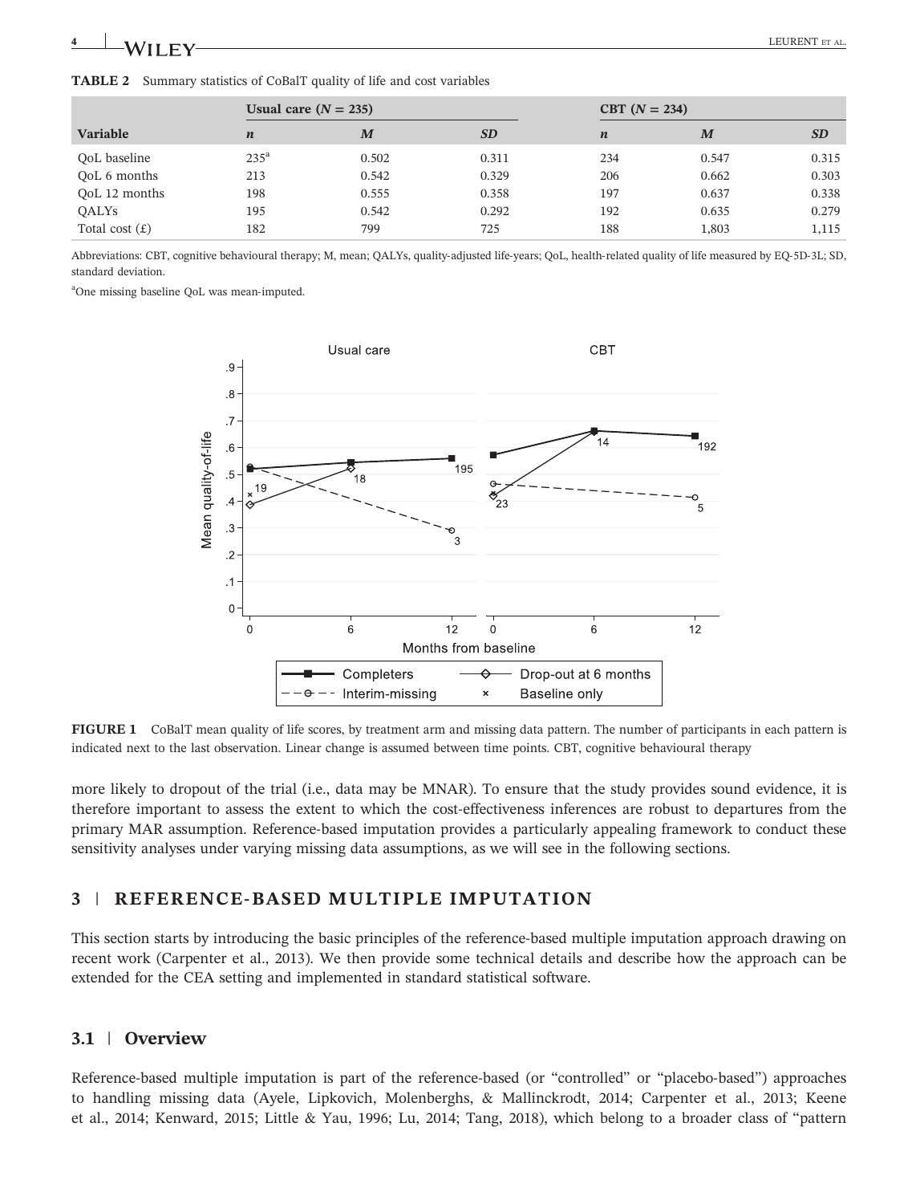**TABLE 2** Summary statistics of CoBalT quality of life and cost variables

| | Usual care (N = 235) | | | CBT (N = 234) | | |
|---|---|---|---|---|---|---|
| **Variable** | ***n*** | ***M*** | ***SD*** | ***n*** | ***M*** | ***SD*** |
| QoL baseline | 235[a] | 0.502 | 0.311 | 234 | 0.547 | 0.315 |
| QoL 6 months | 213 | 0.542 | 0.329 | 206 | 0.662 | 0.303 |
| QoL 12 months | 198 | 0.555 | 0.358 | 197 | 0.637 | 0.338 |
| QALYs | 195 | 0.542 | 0.292 | 192 | 0.635 | 0.279 |
| Total cost (£) | 182 | 799 | 725 | 188 | 1,803 | 1,115 |

Abbreviations: CBT, cognitive behavioural therapy; M, mean; QALYs, quality-adjusted life-years; QoL, health-related quality of life measured by EQ-5D-3L; SD, standard deviation.

[a]One missing baseline QoL was mean-imputed.

**FIGURE 1** CoBalT mean quality of life scores, by treatment arm and missing data pattern. The number of participants in each pattern is indicated next to the last observation. Linear change is assumed between time points. CBT, cognitive behavioural therapy

more likely to dropout of the trial (i.e., data may be MNAR). To ensure that the study provides sound evidence, it is therefore important to assess the extent to which the cost-effectiveness inferences are robust to departures from the primary MAR assumption. Reference-based imputation provides a particularly appealing framework to conduct these sensitivity analyses under varying missing data assumptions, as we will see in the following sections.

## 3 | REFERENCE-BASED MULTIPLE IMPUTATION

This section starts by introducing the basic principles of the reference-based multiple imputation approach drawing on recent work (Carpenter et al., 2013). We then provide some technical details and describe how the approach can be extended for the CEA setting and implemented in standard statistical software.

### 3.1 | Overview

Reference-based multiple imputation is part of the reference-based (or "controlled" or "placebo-based") approaches to handling missing data (Ayele, Lipkovich, Molenberghs, & Mallinckrodt, 2014; Carpenter et al., 2013; Keene et al., 2014; Kenward, 2015; Little & Yau, 1996; Lu, 2014; Tang, 2018), which belong to a broader class of "pattern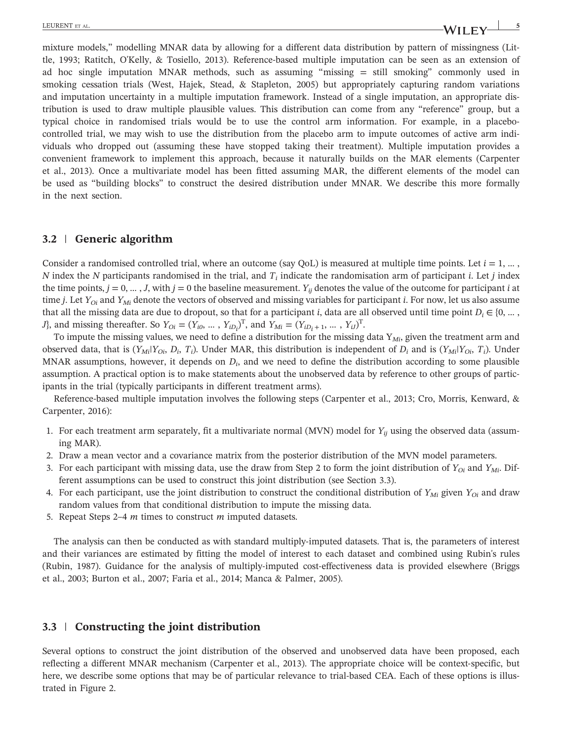mixture models," modelling MNAR data by allowing for a different data distribution by pattern of missingness (Little, 1993; Ratitch, O'Kelly, & Tosiello, 2013). Reference-based multiple imputation can be seen as an extension of ad hoc single imputation MNAR methods, such as assuming "missing = still smoking" commonly used in smoking cessation trials (West, Hajek, Stead, & Stapleton, 2005) but appropriately capturing random variations and imputation uncertainty in a multiple imputation framework. Instead of a single imputation, an appropriate distribution is used to draw multiple plausible values. This distribution can come from any "reference" group, but a typical choice in randomised trials would be to use the control arm information. For example, in a placebo-controlled trial, we may wish to use the distribution from the placebo arm to impute outcomes of active arm individuals who dropped out (assuming these have stopped taking their treatment). Multiple imputation provides a convenient framework to implement this approach, because it naturally builds on the MAR elements (Carpenter et al., 2013). Once a multivariate model has been fitted assuming MAR, the different elements of the model can be used as "building blocks" to construct the desired distribution under MNAR. We describe this more formally in the next section.

## 3.2 | Generic algorithm

Consider a randomised controlled trial, where an outcome (say QoL) is measured at multiple time points. Let $i = 1, \ldots, N$ index the $N$ participants randomised in the trial, and $T_i$ indicate the randomisation arm of participant $i$. Let $j$ index the time points, $j = 0, \ldots, J$, with $j = 0$ the baseline measurement. $Y_{ij}$ denotes the value of the outcome for participant $i$ at time $j$. Let $Y_{Oi}$ and $Y_{Mi}$ denote the vectors of observed and missing variables for participant $i$. For now, let us also assume that all the missing data are due to dropout, so that for a participant $i$, data are all observed until time point $D_i \in \{0, \ldots, J\}$, and missing thereafter. So $Y_{Oi} = (Y_{i0}, \ldots, Y_{iD_i})^{\mathrm{T}}$, and $Y_{Mi} = (Y_{iD_i+1}, \ldots, Y_{iJ})^{\mathrm{T}}$.

To impute the missing values, we need to define a distribution for the missing data $Y_{Mi}$, given the treatment arm and observed data, that is $(Y_{Mi}|Y_{Oi}, D_i, T_i)$. Under MAR, this distribution is independent of $D_i$ and is $(Y_{Mi}|Y_{Oi}, T_i)$. Under MNAR assumptions, however, it depends on $D_i$, and we need to define the distribution according to some plausible assumption. A practical option is to make statements about the unobserved data by reference to other groups of participants in the trial (typically participants in different treatment arms).

Reference-based multiple imputation involves the following steps (Carpenter et al., 2013; Cro, Morris, Kenward, & Carpenter, 2016):

1. For each treatment arm separately, fit a multivariate normal (MVN) model for $Y_{ij}$ using the observed data (assuming MAR).
2. Draw a mean vector and a covariance matrix from the posterior distribution of the MVN model parameters.
3. For each participant with missing data, use the draw from Step 2 to form the joint distribution of $Y_{Oi}$ and $Y_{Mi}$. Different assumptions can be used to construct this joint distribution (see Section 3.3).
4. For each participant, use the joint distribution to construct the conditional distribution of $Y_{Mi}$ given $Y_{Oi}$ and draw random values from that conditional distribution to impute the missing data.
5. Repeat Steps 2–4 $m$ times to construct $m$ imputed datasets.

The analysis can then be conducted as with standard multiply-imputed datasets. That is, the parameters of interest and their variances are estimated by fitting the model of interest to each dataset and combined using Rubin's rules (Rubin, 1987). Guidance for the analysis of multiply-imputed cost-effectiveness data is provided elsewhere (Briggs et al., 2003; Burton et al., 2007; Faria et al., 2014; Manca & Palmer, 2005).

## 3.3 | Constructing the joint distribution

Several options to construct the joint distribution of the observed and unobserved data have been proposed, each reflecting a different MNAR mechanism (Carpenter et al., 2013). The appropriate choice will be context-specific, but here, we describe some options that may be of particular relevance to trial-based CEA. Each of these options is illustrated in Figure 2.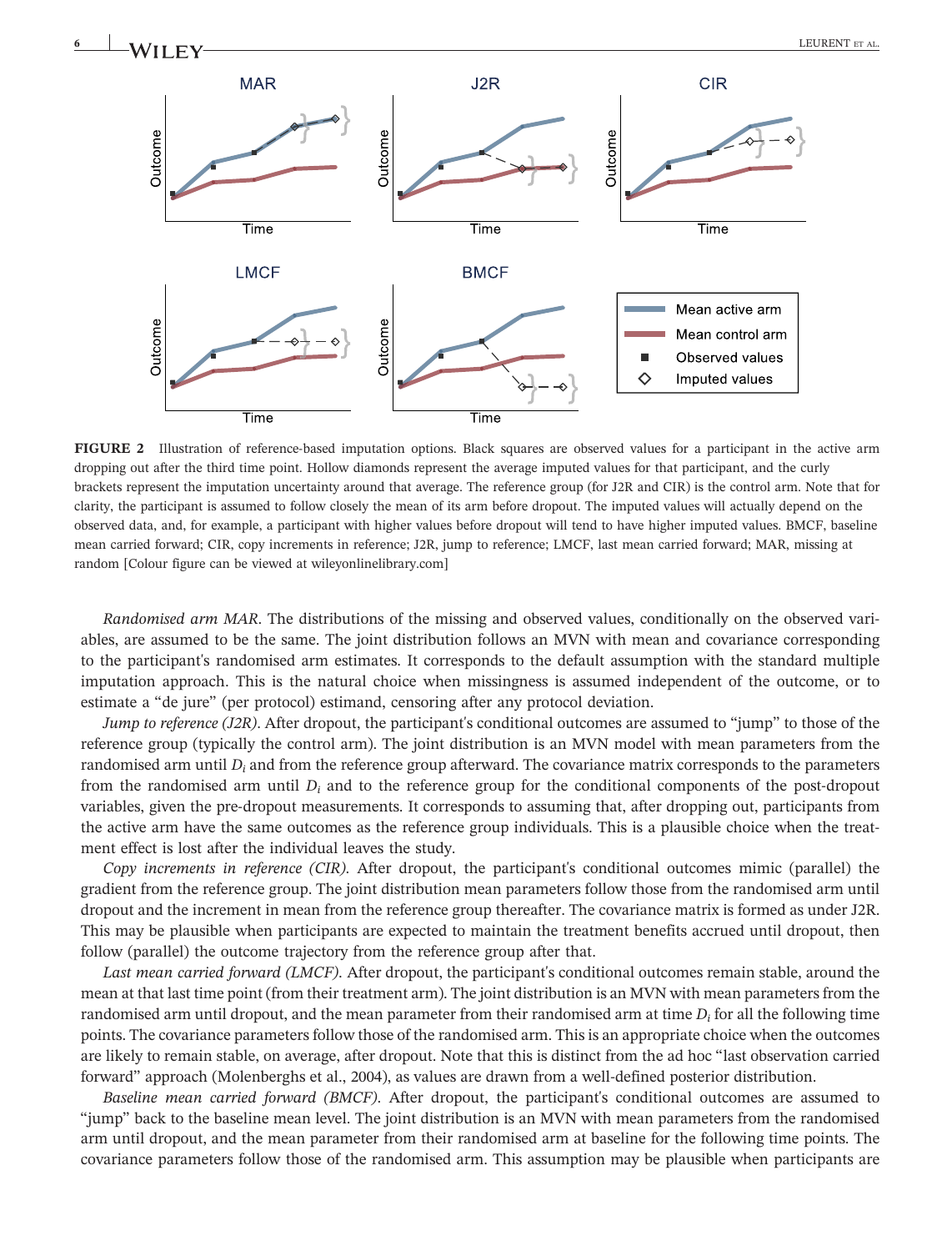MAR

Outcome

Time

J2R

Outcome

Time

CIR

Outcome

Time

LMCF

Outcome

Time

BMCF

Outcome

Time

Mean active arm

Mean control arm

Observed values

Imputed values

**FIGURE 2** Illustration of reference-based imputation options. Black squares are observed values for a participant in the active arm dropping out after the third time point. Hollow diamonds represent the average imputed values for that participant, and the curly brackets represent the imputation uncertainty around that average. The reference group (for J2R and CIR) is the control arm. Note that for clarity, the participant is assumed to follow closely the mean of its arm before dropout. The imputed values will actually depend on the observed data, and, for example, a participant with higher values before dropout will tend to have higher imputed values. BMCF, baseline mean carried forward; CIR, copy increments in reference; J2R, jump to reference; LMCF, last mean carried forward; MAR, missing at random [Colour figure can be viewed at wileyonlinelibrary.com]

*Randomised arm MAR*. The distributions of the missing and observed values, conditionally on the observed variables, are assumed to be the same. The joint distribution follows an MVN with mean and covariance corresponding to the participant's randomised arm estimates. It corresponds to the default assumption with the standard multiple imputation approach. This is the natural choice when missingness is assumed independent of the outcome, or to estimate a "de jure" (per protocol) estimand, censoring after any protocol deviation.

*Jump to reference (J2R)*. After dropout, the participant's conditional outcomes are assumed to "jump" to those of the reference group (typically the control arm). The joint distribution is an MVN model with mean parameters from the randomised arm until $D_i$ and from the reference group afterward. The covariance matrix corresponds to the parameters from the randomised arm until $D_i$ and to the reference group for the conditional components of the post-dropout variables, given the pre-dropout measurements. It corresponds to assuming that, after dropping out, participants from the active arm have the same outcomes as the reference group individuals. This is a plausible choice when the treatment effect is lost after the individual leaves the study.

*Copy increments in reference (CIR)*. After dropout, the participant's conditional outcomes mimic (parallel) the gradient from the reference group. The joint distribution mean parameters follow those from the randomised arm until dropout and the increment in mean from the reference group thereafter. The covariance matrix is formed as under J2R. This may be plausible when participants are expected to maintain the treatment benefits accrued until dropout, then follow (parallel) the outcome trajectory from the reference group after that.

*Last mean carried forward (LMCF)*. After dropout, the participant's conditional outcomes remain stable, around the mean at that last time point (from their treatment arm). The joint distribution is an MVN with mean parameters from the randomised arm until dropout, and the mean parameter from their randomised arm at time $D_i$ for all the following time points. The covariance parameters follow those of the randomised arm. This is an appropriate choice when the outcomes are likely to remain stable, on average, after dropout. Note that this is distinct from the ad hoc "last observation carried forward" approach (Molenberghs et al., 2004), as values are drawn from a well-defined posterior distribution.

*Baseline mean carried forward (BMCF)*. After dropout, the participant's conditional outcomes are assumed to "jump" back to the baseline mean level. The joint distribution is an MVN with mean parameters from the randomised arm until dropout, and the mean parameter from their randomised arm at baseline for the following time points. The covariance parameters follow those of the randomised arm. This assumption may be plausible when participants are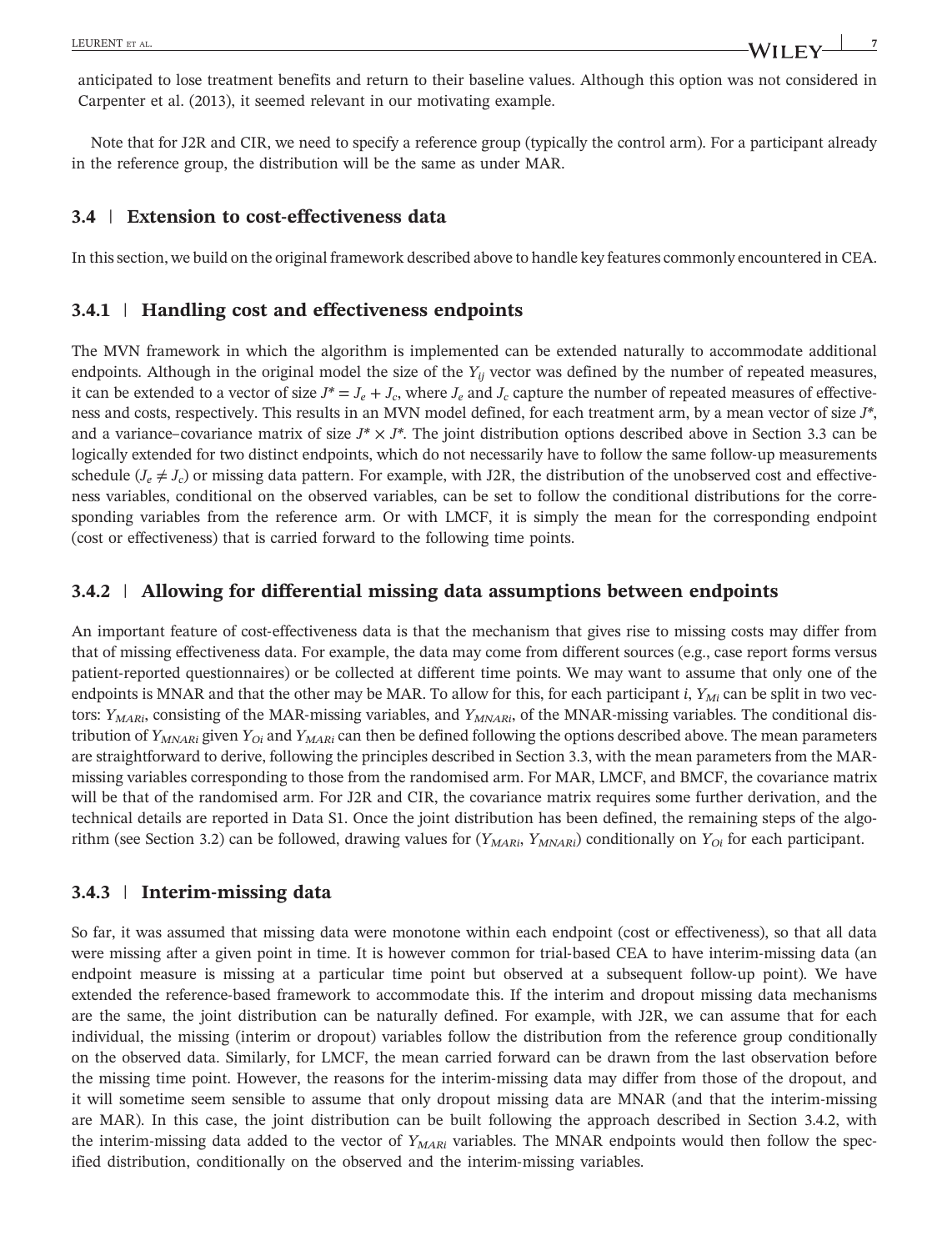anticipated to lose treatment benefits and return to their baseline values. Although this option was not considered in Carpenter et al. (2013), it seemed relevant in our motivating example.

Note that for J2R and CIR, we need to specify a reference group (typically the control arm). For a participant already in the reference group, the distribution will be the same as under MAR.

## 3.4 | Extension to cost-effectiveness data

In this section, we build on the original framework described above to handle key features commonly encountered in CEA.

### 3.4.1 | Handling cost and effectiveness endpoints

The MVN framework in which the algorithm is implemented can be extended naturally to accommodate additional endpoints. Although in the original model the size of the $Y_{ij}$ vector was defined by the number of repeated measures, it can be extended to a vector of size $J^* = J_e + J_c$, where $J_e$ and $J_c$ capture the number of repeated measures of effectiveness and costs, respectively. This results in an MVN model defined, for each treatment arm, by a mean vector of size $J^*$, and a variance–covariance matrix of size $J^* \times J^*$. The joint distribution options described above in Section 3.3 can be logically extended for two distinct endpoints, which do not necessarily have to follow the same follow-up measurements schedule ($J_e \neq J_c$) or missing data pattern. For example, with J2R, the distribution of the unobserved cost and effectiveness variables, conditional on the observed variables, can be set to follow the conditional distributions for the corresponding variables from the reference arm. Or with LMCF, it is simply the mean for the corresponding endpoint (cost or effectiveness) that is carried forward to the following time points.

### 3.4.2 | Allowing for differential missing data assumptions between endpoints

An important feature of cost-effectiveness data is that the mechanism that gives rise to missing costs may differ from that of missing effectiveness data. For example, the data may come from different sources (e.g., case report forms versus patient-reported questionnaires) or be collected at different time points. We may want to assume that only one of the endpoints is MNAR and that the other may be MAR. To allow for this, for each participant $i$, $Y_{Mi}$ can be split in two vectors: $Y_{MARi}$, consisting of the MAR-missing variables, and $Y_{MNARi}$, of the MNAR-missing variables. The conditional distribution of $Y_{MNARi}$ given $Y_{Oi}$ and $Y_{MARi}$ can then be defined following the options described above. The mean parameters are straightforward to derive, following the principles described in Section 3.3, with the mean parameters from the MAR-missing variables corresponding to those from the randomised arm. For MAR, LMCF, and BMCF, the covariance matrix will be that of the randomised arm. For J2R and CIR, the covariance matrix requires some further derivation, and the technical details are reported in Data S1. Once the joint distribution has been defined, the remaining steps of the algorithm (see Section 3.2) can be followed, drawing values for ($Y_{MARi}$, $Y_{MNARi}$) conditionally on $Y_{Oi}$ for each participant.

### 3.4.3 | Interim-missing data

So far, it was assumed that missing data were monotone within each endpoint (cost or effectiveness), so that all data were missing after a given point in time. It is however common for trial-based CEA to have interim-missing data (an endpoint measure is missing at a particular time point but observed at a subsequent follow-up point). We have extended the reference-based framework to accommodate this. If the interim and dropout missing data mechanisms are the same, the joint distribution can be naturally defined. For example, with J2R, we can assume that for each individual, the missing (interim or dropout) variables follow the distribution from the reference group conditionally on the observed data. Similarly, for LMCF, the mean carried forward can be drawn from the last observation before the missing time point. However, the reasons for the interim-missing data may differ from those of the dropout, and it will sometime seem sensible to assume that only dropout missing data are MNAR (and that the interim-missing are MAR). In this case, the joint distribution can be built following the approach described in Section 3.4.2, with the interim-missing data added to the vector of $Y_{MARi}$ variables. The MNAR endpoints would then follow the specified distribution, conditionally on the observed and the interim-missing variables.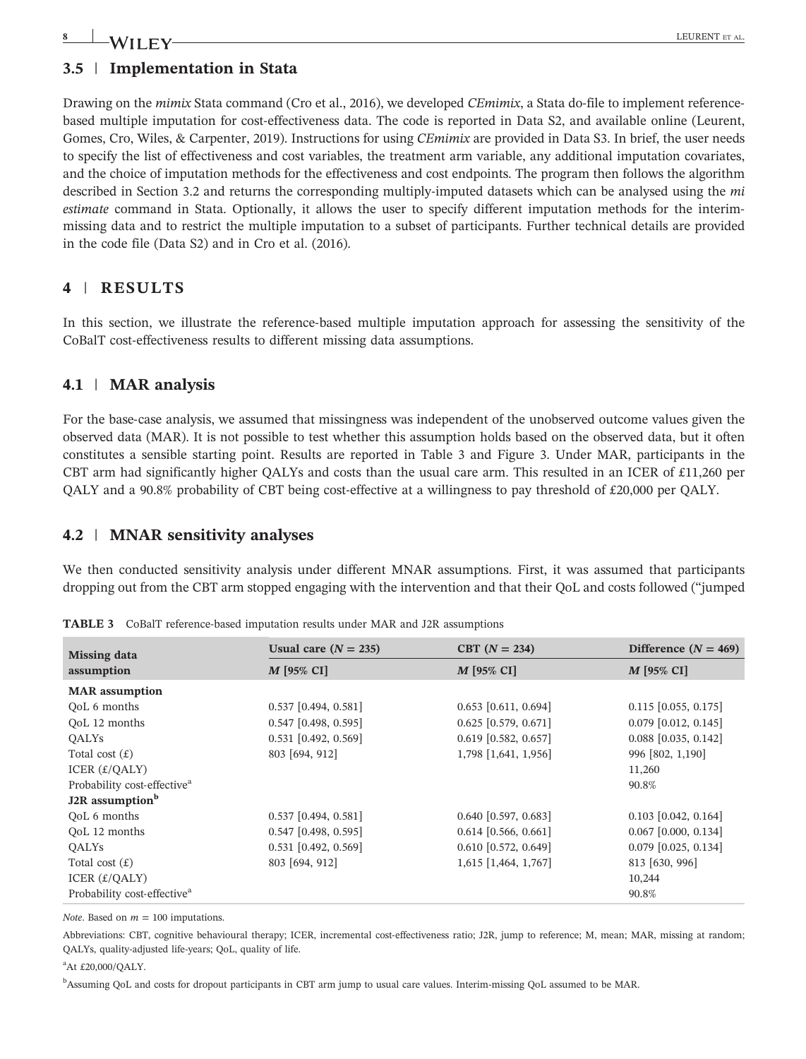## 3.5 | Implementation in Stata

Drawing on the *mimix* Stata command (Cro et al., 2016), we developed *CEmimix*, a Stata do-file to implement reference-based multiple imputation for cost-effectiveness data. The code is reported in Data S2, and available online (Leurent, Gomes, Cro, Wiles, & Carpenter, 2019). Instructions for using *CEmimix* are provided in Data S3. In brief, the user needs to specify the list of effectiveness and cost variables, the treatment arm variable, any additional imputation covariates, and the choice of imputation methods for the effectiveness and cost endpoints. The program then follows the algorithm described in Section 3.2 and returns the corresponding multiply-imputed datasets which can be analysed using the *mi estimate* command in Stata. Optionally, it allows the user to specify different imputation methods for the interim-missing data and to restrict the multiple imputation to a subset of participants. Further technical details are provided in the code file (Data S2) and in Cro et al. (2016).

# 4 | RESULTS

In this section, we illustrate the reference-based multiple imputation approach for assessing the sensitivity of the CoBalT cost-effectiveness results to different missing data assumptions.

## 4.1 | MAR analysis

For the base-case analysis, we assumed that missingness was independent of the unobserved outcome values given the observed data (MAR). It is not possible to test whether this assumption holds based on the observed data, but it often constitutes a sensible starting point. Results are reported in Table 3 and Figure 3. Under MAR, participants in the CBT arm had significantly higher QALYs and costs than the usual care arm. This resulted in an ICER of £11,260 per QALY and a 90.8% probability of CBT being cost-effective at a willingness to pay threshold of £20,000 per QALY.

## 4.2 | MNAR sensitivity analyses

We then conducted sensitivity analysis under different MNAR assumptions. First, it was assumed that participants dropping out from the CBT arm stopped engaging with the intervention and that their QoL and costs followed ("jumped

**TABLE 3** CoBalT reference-based imputation results under MAR and J2R assumptions

| Missing data assumption | Usual care ($N$ = 235) | CBT ($N$ = 234) | Difference ($N$ = 469) |
|---|---|---|---|
| | *M* [95% CI] | *M* [95% CI] | *M* [95% CI] |
| **MAR assumption** | | | |
| QoL 6 months | 0.537 [0.494, 0.581] | 0.653 [0.611, 0.694] | 0.115 [0.055, 0.175] |
| QoL 12 months | 0.547 [0.498, 0.595] | 0.625 [0.579, 0.671] | 0.079 [0.012, 0.145] |
| QALYs | 0.531 [0.492, 0.569] | 0.619 [0.582, 0.657] | 0.088 [0.035, 0.142] |
| Total cost (£) | 803 [694, 912] | 1,798 [1,641, 1,956] | 996 [802, 1,190] |
| ICER (£/QALY) | | | 11,260 |
| Probability cost-effective[a] | | | 90.8% |
| **J2R assumption[b]** | | | |
| QoL 6 months | 0.537 [0.494, 0.581] | 0.640 [0.597, 0.683] | 0.103 [0.042, 0.164] |
| QoL 12 months | 0.547 [0.498, 0.595] | 0.614 [0.566, 0.661] | 0.067 [0.000, 0.134] |
| QALYs | 0.531 [0.492, 0.569] | 0.610 [0.572, 0.649] | 0.079 [0.025, 0.134] |
| Total cost (£) | 803 [694, 912] | 1,615 [1,464, 1,767] | 813 [630, 996] |
| ICER (£/QALY) | | | 10,244 |
| Probability cost-effective[a] | | | 90.8% |

*Note*. Based on $m$ = 100 imputations.

Abbreviations: CBT, cognitive behavioural therapy; ICER, incremental cost-effectiveness ratio; J2R, jump to reference; M, mean; MAR, missing at random; QALYs, quality-adjusted life-years; QoL, quality of life.

[a]At £20,000/QALY.

[b]Assuming QoL and costs for dropout participants in CBT arm jump to usual care values. Interim-missing QoL assumed to be MAR.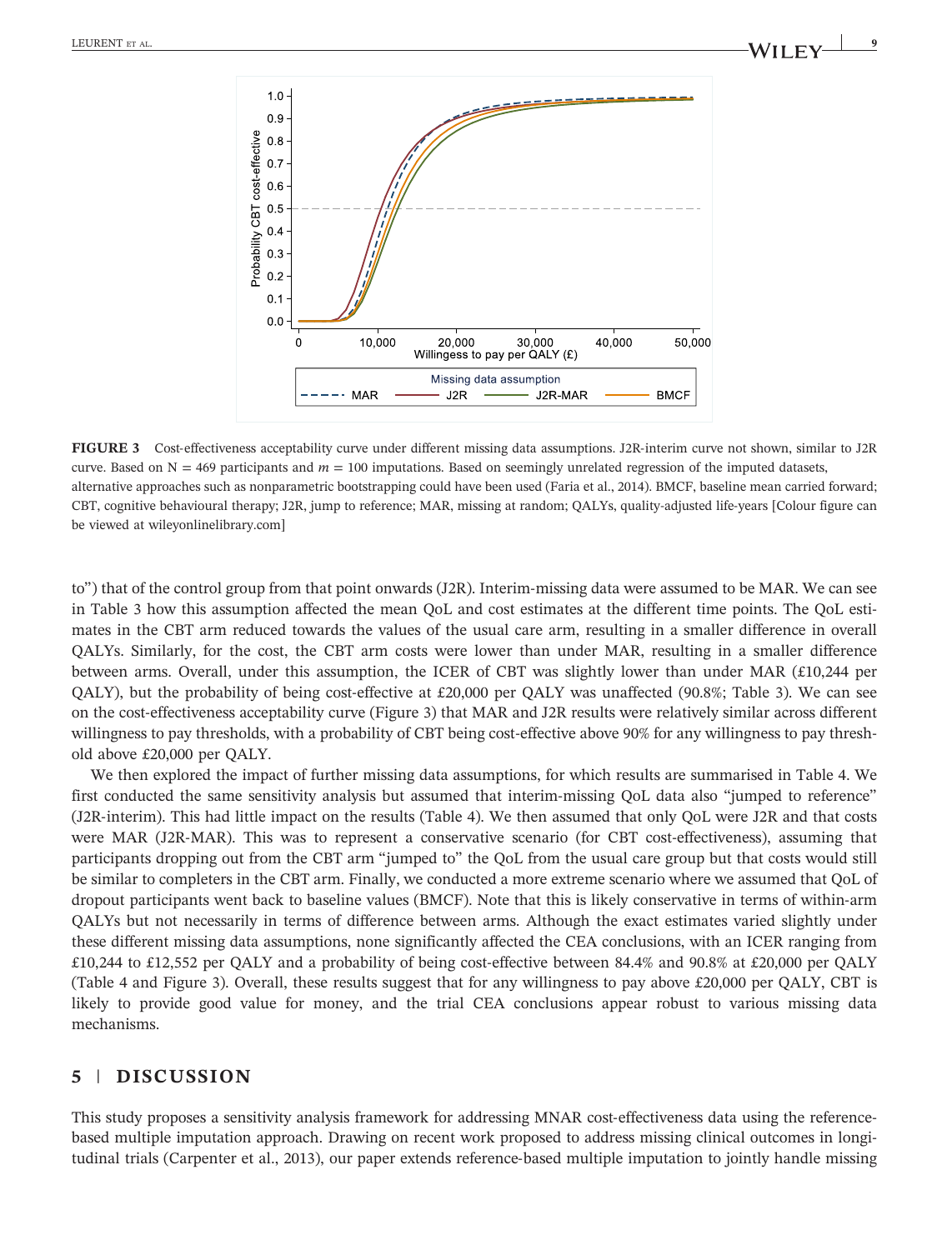FIGURE 3 Cost-effectiveness acceptability curve under different missing data assumptions. J2R-interim curve not shown, similar to J2R curve. Based on N = 469 participants and $m = 100$ imputations. Based on seemingly unrelated regression of the imputed datasets, alternative approaches such as nonparametric bootstrapping could have been used (Faria et al., 2014). BMCF, baseline mean carried forward; CBT, cognitive behavioural therapy; J2R, jump to reference; MAR, missing at random; QALYs, quality-adjusted life-years [Colour figure can be viewed at wileyonlinelibrary.com]

to") that of the control group from that point onwards (J2R). Interim-missing data were assumed to be MAR. We can see in Table 3 how this assumption affected the mean QoL and cost estimates at the different time points. The QoL estimates in the CBT arm reduced towards the values of the usual care arm, resulting in a smaller difference in overall QALYs. Similarly, for the cost, the CBT arm costs were lower than under MAR, resulting in a smaller difference between arms. Overall, under this assumption, the ICER of CBT was slightly lower than under MAR (£10,244 per QALY), but the probability of being cost-effective at £20,000 per QALY was unaffected (90.8%; Table 3). We can see on the cost-effectiveness acceptability curve (Figure 3) that MAR and J2R results were relatively similar across different willingness to pay thresholds, with a probability of CBT being cost-effective above 90% for any willingness to pay threshold above £20,000 per QALY.

We then explored the impact of further missing data assumptions, for which results are summarised in Table 4. We first conducted the same sensitivity analysis but assumed that interim-missing QoL data also "jumped to reference" (J2R-interim). This had little impact on the results (Table 4). We then assumed that only QoL were J2R and that costs were MAR (J2R-MAR). This was to represent a conservative scenario (for CBT cost-effectiveness), assuming that participants dropping out from the CBT arm "jumped to" the QoL from the usual care group but that costs would still be similar to completers in the CBT arm. Finally, we conducted a more extreme scenario where we assumed that QoL of dropout participants went back to baseline values (BMCF). Note that this is likely conservative in terms of within-arm QALYs but not necessarily in terms of difference between arms. Although the exact estimates varied slightly under these different missing data assumptions, none significantly affected the CEA conclusions, with an ICER ranging from £10,244 to £12,552 per QALY and a probability of being cost-effective between 84.4% and 90.8% at £20,000 per QALY (Table 4 and Figure 3). Overall, these results suggest that for any willingness to pay above £20,000 per QALY, CBT is likely to provide good value for money, and the trial CEA conclusions appear robust to various missing data mechanisms.

## 5 | DISCUSSION

This study proposes a sensitivity analysis framework for addressing MNAR cost-effectiveness data using the reference-based multiple imputation approach. Drawing on recent work proposed to address missing clinical outcomes in longitudinal trials (Carpenter et al., 2013), our paper extends reference-based multiple imputation to jointly handle missing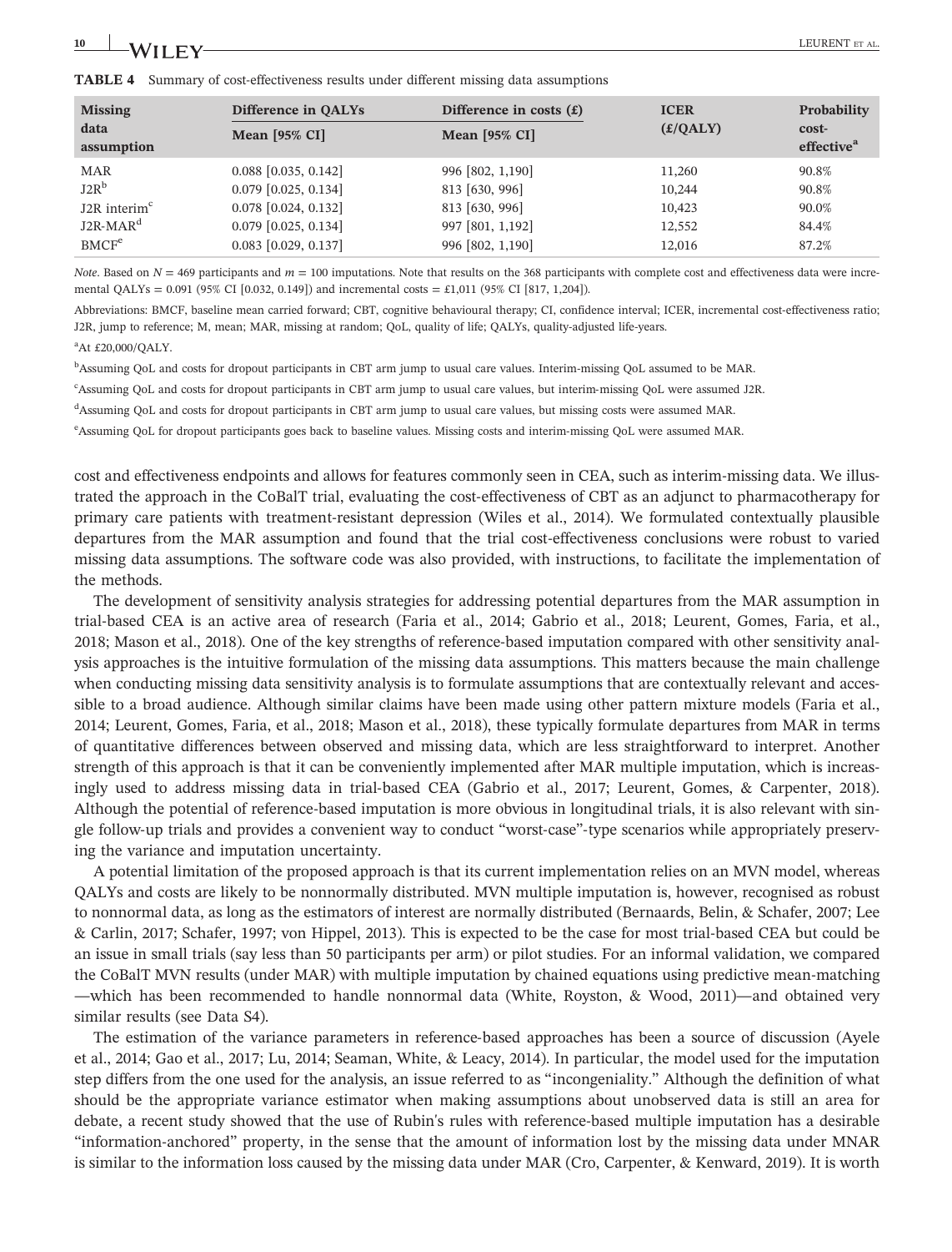**TABLE 4** Summary of cost-effectiveness results under different missing data assumptions

| Missing data assumption | Difference in QALYs | Difference in costs (£) | ICER (£/QALY) | Probability cost-effective[a] |
|---|---|---|---|---|
| | Mean [95% CI] | Mean [95% CI] | | |
| MAR | 0.088 [0.035, 0.142] | 996 [802, 1,190] | 11,260 | 90.8% |
| J2R[b] | 0.079 [0.025, 0.134] | 813 [630, 996] | 10,244 | 90.8% |
| J2R interim[c] | 0.078 [0.024, 0.132] | 813 [630, 996] | 10,423 | 90.0% |
| J2R-MAR[d] | 0.079 [0.025, 0.134] | 997 [801, 1,192] | 12,552 | 84.4% |
| BMCF[e] | 0.083 [0.029, 0.137] | 996 [802, 1,190] | 12,016 | 87.2% |

*Note*. Based on $N = 469$ participants and $m = 100$ imputations. Note that results on the 368 participants with complete cost and effectiveness data were incremental QALYs = 0.091 (95% CI [0.032, 0.149]) and incremental costs = £1,011 (95% CI [817, 1,204]).

Abbreviations: BMCF, baseline mean carried forward; CBT, cognitive behavioural therapy; CI, confidence interval; ICER, incremental cost-effectiveness ratio; J2R, jump to reference; M, mean; MAR, missing at random; QoL, quality of life; QALYs, quality-adjusted life-years.

[a]At £20,000/QALY.

[b]Assuming QoL and costs for dropout participants in CBT arm jump to usual care values. Interim-missing QoL assumed to be MAR.

[c]Assuming QoL and costs for dropout participants in CBT arm jump to usual care values, but interim-missing QoL were assumed J2R.

[d]Assuming QoL and costs for dropout participants in CBT arm jump to usual care values, but missing costs were assumed MAR.

[e]Assuming QoL for dropout participants goes back to baseline values. Missing costs and interim-missing QoL were assumed MAR.

cost and effectiveness endpoints and allows for features commonly seen in CEA, such as interim-missing data. We illustrated the approach in the CoBalT trial, evaluating the cost-effectiveness of CBT as an adjunct to pharmacotherapy for primary care patients with treatment-resistant depression (Wiles et al., 2014). We formulated contextually plausible departures from the MAR assumption and found that the trial cost-effectiveness conclusions were robust to varied missing data assumptions. The software code was also provided, with instructions, to facilitate the implementation of the methods.

The development of sensitivity analysis strategies for addressing potential departures from the MAR assumption in trial-based CEA is an active area of research (Faria et al., 2014; Gabrio et al., 2018; Leurent, Gomes, Faria, et al., 2018; Mason et al., 2018). One of the key strengths of reference-based imputation compared with other sensitivity analysis approaches is the intuitive formulation of the missing data assumptions. This matters because the main challenge when conducting missing data sensitivity analysis is to formulate assumptions that are contextually relevant and accessible to a broad audience. Although similar claims have been made using other pattern mixture models (Faria et al., 2014; Leurent, Gomes, Faria, et al., 2018; Mason et al., 2018), these typically formulate departures from MAR in terms of quantitative differences between observed and missing data, which are less straightforward to interpret. Another strength of this approach is that it can be conveniently implemented after MAR multiple imputation, which is increasingly used to address missing data in trial-based CEA (Gabrio et al., 2017; Leurent, Gomes, & Carpenter, 2018). Although the potential of reference-based imputation is more obvious in longitudinal trials, it is also relevant with single follow-up trials and provides a convenient way to conduct "worst-case"-type scenarios while appropriately preserving the variance and imputation uncertainty.

A potential limitation of the proposed approach is that its current implementation relies on an MVN model, whereas QALYs and costs are likely to be nonnormally distributed. MVN multiple imputation is, however, recognised as robust to nonnormal data, as long as the estimators of interest are normally distributed (Bernaards, Belin, & Schafer, 2007; Lee & Carlin, 2017; Schafer, 1997; von Hippel, 2013). This is expected to be the case for most trial-based CEA but could be an issue in small trials (say less than 50 participants per arm) or pilot studies. For an informal validation, we compared the CoBalT MVN results (under MAR) with multiple imputation by chained equations using predictive mean-matching —which has been recommended to handle nonnormal data (White, Royston, & Wood, 2011)—and obtained very similar results (see Data S4).

The estimation of the variance parameters in reference-based approaches has been a source of discussion (Ayele et al., 2014; Gao et al., 2017; Lu, 2014; Seaman, White, & Leacy, 2014). In particular, the model used for the imputation step differs from the one used for the analysis, an issue referred to as "incongeniality." Although the definition of what should be the appropriate variance estimator when making assumptions about unobserved data is still an area for debate, a recent study showed that the use of Rubin's rules with reference-based multiple imputation has a desirable "information-anchored" property, in the sense that the amount of information lost by the missing data under MNAR is similar to the information loss caused by the missing data under MAR (Cro, Carpenter, & Kenward, 2019). It is worth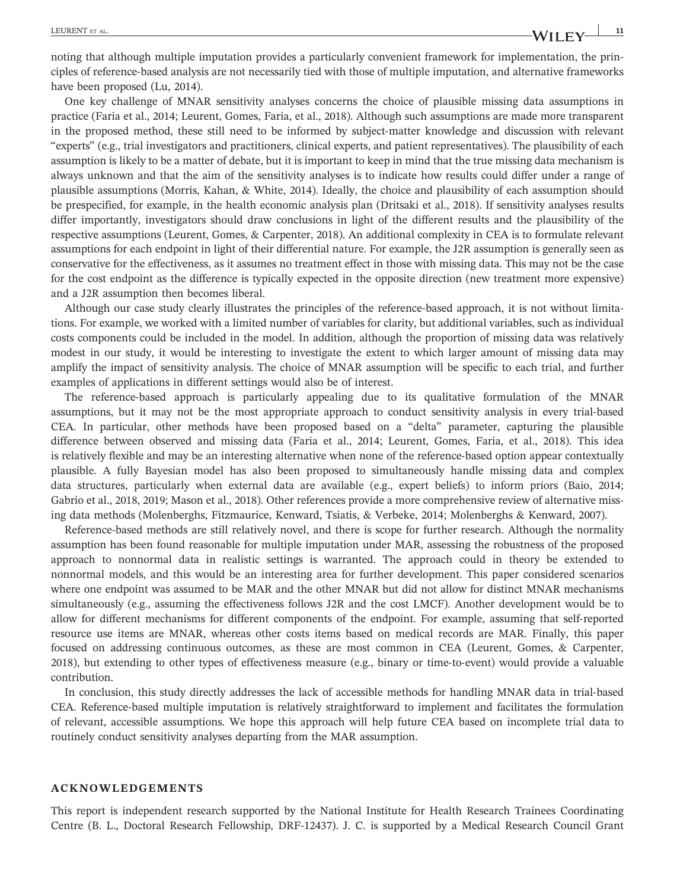noting that although multiple imputation provides a particularly convenient framework for implementation, the principles of reference-based analysis are not necessarily tied with those of multiple imputation, and alternative frameworks have been proposed (Lu, 2014).

One key challenge of MNAR sensitivity analyses concerns the choice of plausible missing data assumptions in practice (Faria et al., 2014; Leurent, Gomes, Faria, et al., 2018). Although such assumptions are made more transparent in the proposed method, these still need to be informed by subject-matter knowledge and discussion with relevant "experts" (e.g., trial investigators and practitioners, clinical experts, and patient representatives). The plausibility of each assumption is likely to be a matter of debate, but it is important to keep in mind that the true missing data mechanism is always unknown and that the aim of the sensitivity analyses is to indicate how results could differ under a range of plausible assumptions (Morris, Kahan, & White, 2014). Ideally, the choice and plausibility of each assumption should be prespecified, for example, in the health economic analysis plan (Dritsaki et al., 2018). If sensitivity analyses results differ importantly, investigators should draw conclusions in light of the different results and the plausibility of the respective assumptions (Leurent, Gomes, & Carpenter, 2018). An additional complexity in CEA is to formulate relevant assumptions for each endpoint in light of their differential nature. For example, the J2R assumption is generally seen as conservative for the effectiveness, as it assumes no treatment effect in those with missing data. This may not be the case for the cost endpoint as the difference is typically expected in the opposite direction (new treatment more expensive) and a J2R assumption then becomes liberal.

Although our case study clearly illustrates the principles of the reference-based approach, it is not without limitations. For example, we worked with a limited number of variables for clarity, but additional variables, such as individual costs components could be included in the model. In addition, although the proportion of missing data was relatively modest in our study, it would be interesting to investigate the extent to which larger amount of missing data may amplify the impact of sensitivity analysis. The choice of MNAR assumption will be specific to each trial, and further examples of applications in different settings would also be of interest.

The reference-based approach is particularly appealing due to its qualitative formulation of the MNAR assumptions, but it may not be the most appropriate approach to conduct sensitivity analysis in every trial-based CEA. In particular, other methods have been proposed based on a "delta" parameter, capturing the plausible difference between observed and missing data (Faria et al., 2014; Leurent, Gomes, Faria, et al., 2018). This idea is relatively flexible and may be an interesting alternative when none of the reference-based option appear contextually plausible. A fully Bayesian model has also been proposed to simultaneously handle missing data and complex data structures, particularly when external data are available (e.g., expert beliefs) to inform priors (Baio, 2014; Gabrio et al., 2018, 2019; Mason et al., 2018). Other references provide a more comprehensive review of alternative missing data methods (Molenberghs, Fitzmaurice, Kenward, Tsiatis, & Verbeke, 2014; Molenberghs & Kenward, 2007).

Reference-based methods are still relatively novel, and there is scope for further research. Although the normality assumption has been found reasonable for multiple imputation under MAR, assessing the robustness of the proposed approach to nonnormal data in realistic settings is warranted. The approach could in theory be extended to nonnormal models, and this would be an interesting area for further development. This paper considered scenarios where one endpoint was assumed to be MAR and the other MNAR but did not allow for distinct MNAR mechanisms simultaneously (e.g., assuming the effectiveness follows J2R and the cost LMCF). Another development would be to allow for different mechanisms for different components of the endpoint. For example, assuming that self-reported resource use items are MNAR, whereas other costs items based on medical records are MAR. Finally, this paper focused on addressing continuous outcomes, as these are most common in CEA (Leurent, Gomes, & Carpenter, 2018), but extending to other types of effectiveness measure (e.g., binary or time-to-event) would provide a valuable contribution.

In conclusion, this study directly addresses the lack of accessible methods for handling MNAR data in trial-based CEA. Reference-based multiple imputation is relatively straightforward to implement and facilitates the formulation of relevant, accessible assumptions. We hope this approach will help future CEA based on incomplete trial data to routinely conduct sensitivity analyses departing from the MAR assumption.

## ACKNOWLEDGEMENTS

This report is independent research supported by the National Institute for Health Research Trainees Coordinating Centre (B. L., Doctoral Research Fellowship, DRF-12437). J. C. is supported by a Medical Research Council Grant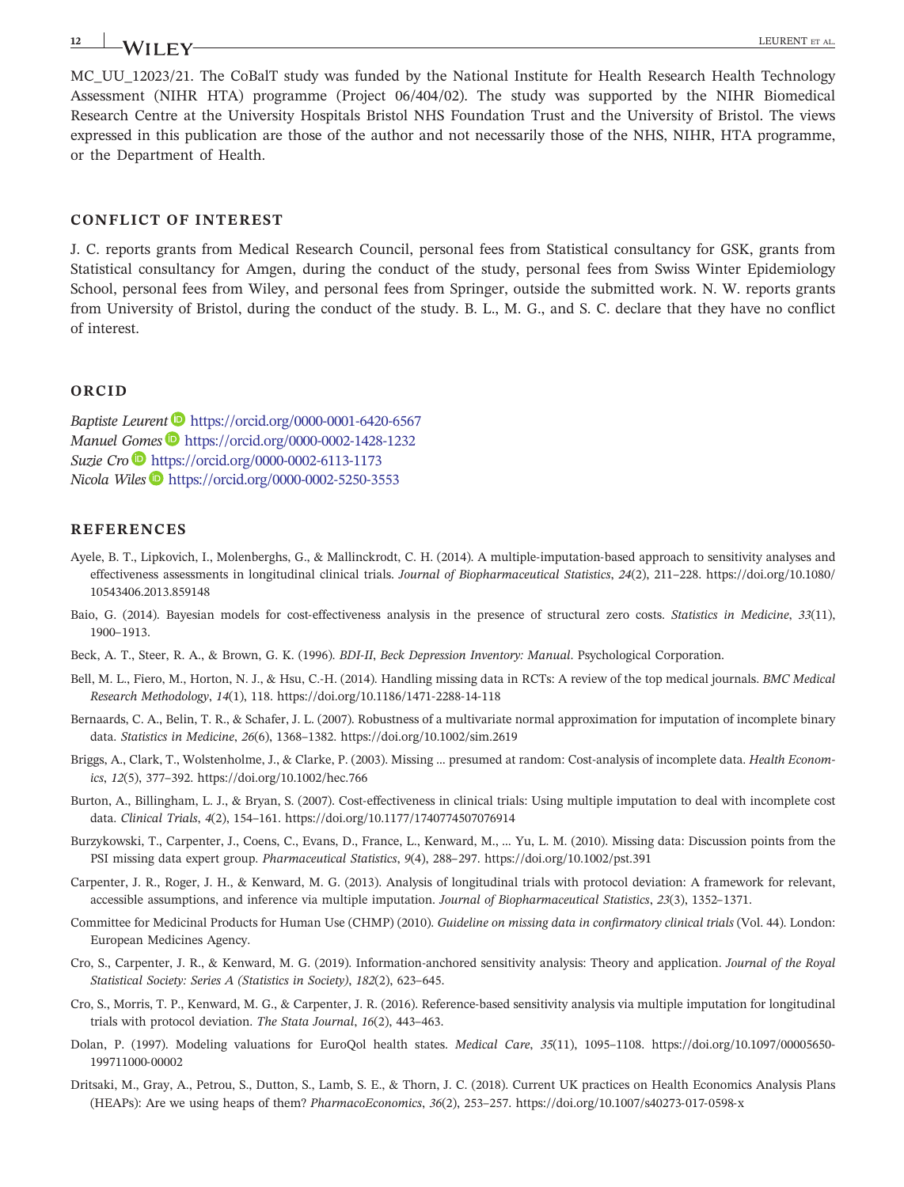MC_UU_12023/21. The CoBalT study was funded by the National Institute for Health Research Health Technology Assessment (NIHR HTA) programme (Project 06/404/02). The study was supported by the NIHR Biomedical Research Centre at the University Hospitals Bristol NHS Foundation Trust and the University of Bristol. The views expressed in this publication are those of the author and not necessarily those of the NHS, NIHR, HTA programme, or the Department of Health.

## CONFLICT OF INTEREST

J. C. reports grants from Medical Research Council, personal fees from Statistical consultancy for GSK, grants from Statistical consultancy for Amgen, during the conduct of the study, personal fees from Swiss Winter Epidemiology School, personal fees from Wiley, and personal fees from Springer, outside the submitted work. N. W. reports grants from University of Bristol, during the conduct of the study. B. L., M. G., and S. C. declare that they have no conflict of interest.

## ORCID

*Baptiste Leurent* https://orcid.org/0000-0001-6420-6567
*Manuel Gomes* https://orcid.org/0000-0002-1428-1232
*Suzie Cro* https://orcid.org/0000-0002-6113-1173
*Nicola Wiles* https://orcid.org/0000-0002-5250-3553

## REFERENCES

Ayele, B. T., Lipkovich, I., Molenberghs, G., & Mallinckrodt, C. H. (2014). A multiple-imputation-based approach to sensitivity analyses and effectiveness assessments in longitudinal clinical trials. *Journal of Biopharmaceutical Statistics*, *24*(2), 211–228. https://doi.org/10.1080/10543406.2013.859148

Baio, G. (2014). Bayesian models for cost-effectiveness analysis in the presence of structural zero costs. *Statistics in Medicine*, *33*(11), 1900–1913.

Beck, A. T., Steer, R. A., & Brown, G. K. (1996). *BDI-II*, *Beck Depression Inventory: Manual*. Psychological Corporation.

Bell, M. L., Fiero, M., Horton, N. J., & Hsu, C.-H. (2014). Handling missing data in RCTs: A review of the top medical journals. *BMC Medical Research Methodology*, *14*(1), 118. https://doi.org/10.1186/1471-2288-14-118

Bernaards, C. A., Belin, T. R., & Schafer, J. L. (2007). Robustness of a multivariate normal approximation for imputation of incomplete binary data. *Statistics in Medicine*, *26*(6), 1368–1382. https://doi.org/10.1002/sim.2619

Briggs, A., Clark, T., Wolstenholme, J., & Clarke, P. (2003). Missing ... presumed at random: Cost-analysis of incomplete data. *Health Economics*, *12*(5), 377–392. https://doi.org/10.1002/hec.766

Burton, A., Billingham, L. J., & Bryan, S. (2007). Cost-effectiveness in clinical trials: Using multiple imputation to deal with incomplete cost data. *Clinical Trials*, *4*(2), 154–161. https://doi.org/10.1177/1740774507076914

Burzykowski, T., Carpenter, J., Coens, C., Evans, D., France, L., Kenward, M., ... Yu, L. M. (2010). Missing data: Discussion points from the PSI missing data expert group. *Pharmaceutical Statistics*, *9*(4), 288–297. https://doi.org/10.1002/pst.391

Carpenter, J. R., Roger, J. H., & Kenward, M. G. (2013). Analysis of longitudinal trials with protocol deviation: A framework for relevant, accessible assumptions, and inference via multiple imputation. *Journal of Biopharmaceutical Statistics*, *23*(3), 1352–1371.

Committee for Medicinal Products for Human Use (CHMP) (2010). *Guideline on missing data in confirmatory clinical trials* (Vol. 44). London: European Medicines Agency.

Cro, S., Carpenter, J. R., & Kenward, M. G. (2019). Information-anchored sensitivity analysis: Theory and application. *Journal of the Royal Statistical Society: Series A (Statistics in Society)*, *182*(2), 623–645.

Cro, S., Morris, T. P., Kenward, M. G., & Carpenter, J. R. (2016). Reference-based sensitivity analysis via multiple imputation for longitudinal trials with protocol deviation. *The Stata Journal*, *16*(2), 443–463.

Dolan, P. (1997). Modeling valuations for EuroQol health states. *Medical Care*, *35*(11), 1095–1108. https://doi.org/10.1097/00005650-199711000-00002

Dritsaki, M., Gray, A., Petrou, S., Dutton, S., Lamb, S. E., & Thorn, J. C. (2018). Current UK practices on Health Economics Analysis Plans (HEAPs): Are we using heaps of them? *PharmacoEconomics*, *36*(2), 253–257. https://doi.org/10.1007/s40273-017-0598-x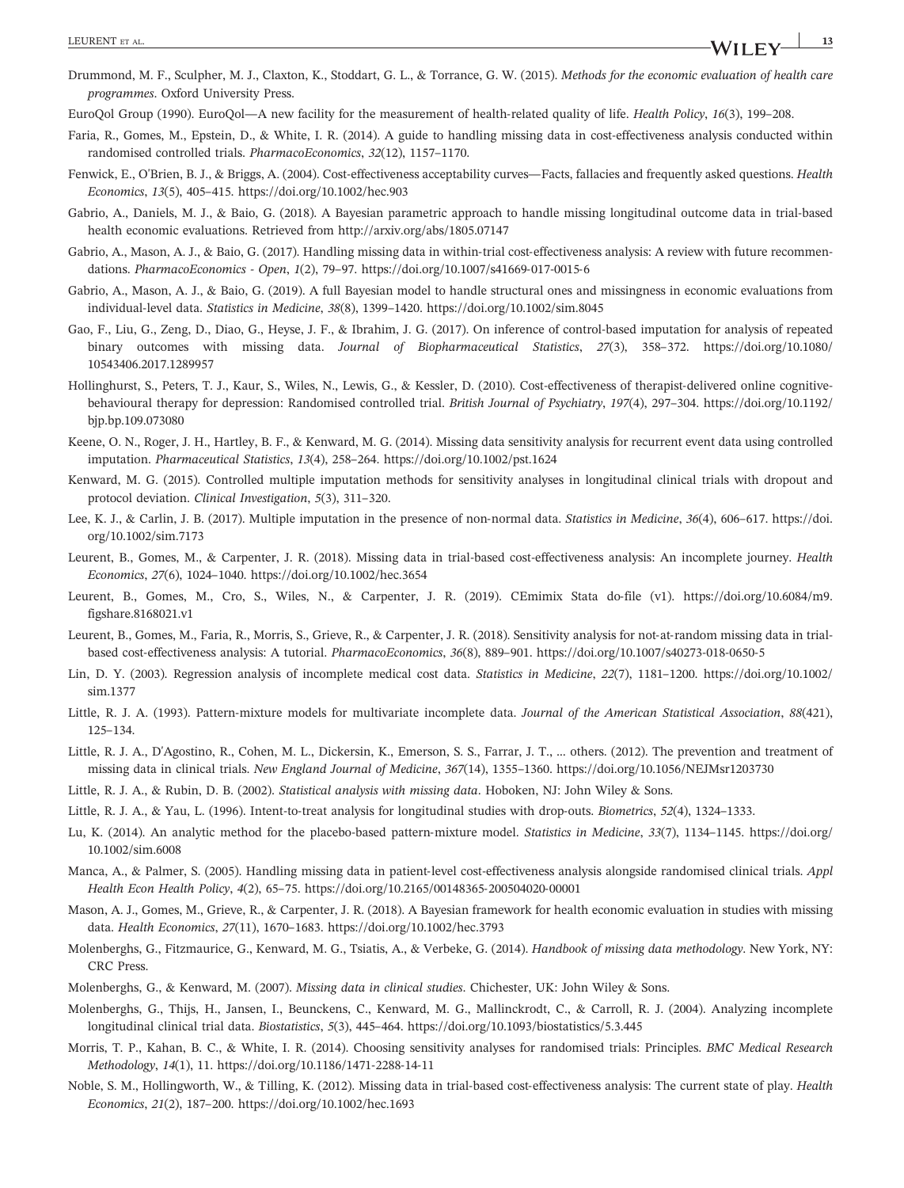Drummond, M. F., Sculpher, M. J., Claxton, K., Stoddart, G. L., & Torrance, G. W. (2015). *Methods for the economic evaluation of health care programmes*. Oxford University Press.

EuroQol Group (1990). EuroQol—A new facility for the measurement of health-related quality of life. *Health Policy*, *16*(3), 199–208.

Faria, R., Gomes, M., Epstein, D., & White, I. R. (2014). A guide to handling missing data in cost-effectiveness analysis conducted within randomised controlled trials. *PharmacoEconomics*, *32*(12), 1157–1170.

Fenwick, E., O'Brien, B. J., & Briggs, A. (2004). Cost-effectiveness acceptability curves—Facts, fallacies and frequently asked questions. *Health Economics*, *13*(5), 405–415. https://doi.org/10.1002/hec.903

Gabrio, A., Daniels, M. J., & Baio, G. (2018). A Bayesian parametric approach to handle missing longitudinal outcome data in trial-based health economic evaluations. Retrieved from http://arxiv.org/abs/1805.07147

Gabrio, A., Mason, A. J., & Baio, G. (2017). Handling missing data in within-trial cost-effectiveness analysis: A review with future recommendations. *PharmacoEconomics - Open*, *1*(2), 79–97. https://doi.org/10.1007/s41669-017-0015-6

Gabrio, A., Mason, A. J., & Baio, G. (2019). A full Bayesian model to handle structural ones and missingness in economic evaluations from individual-level data. *Statistics in Medicine*, *38*(8), 1399–1420. https://doi.org/10.1002/sim.8045

Gao, F., Liu, G., Zeng, D., Diao, G., Heyse, J. F., & Ibrahim, J. G. (2017). On inference of control-based imputation for analysis of repeated binary outcomes with missing data. *Journal of Biopharmaceutical Statistics*, *27*(3), 358–372. https://doi.org/10.1080/10543406.2017.1289957

Hollinghurst, S., Peters, T. J., Kaur, S., Wiles, N., Lewis, G., & Kessler, D. (2010). Cost-effectiveness of therapist-delivered online cognitive-behavioural therapy for depression: Randomised controlled trial. *British Journal of Psychiatry*, *197*(4), 297–304. https://doi.org/10.1192/bjp.bp.109.073080

Keene, O. N., Roger, J. H., Hartley, B. F., & Kenward, M. G. (2014). Missing data sensitivity analysis for recurrent event data using controlled imputation. *Pharmaceutical Statistics*, *13*(4), 258–264. https://doi.org/10.1002/pst.1624

Kenward, M. G. (2015). Controlled multiple imputation methods for sensitivity analyses in longitudinal clinical trials with dropout and protocol deviation. *Clinical Investigation*, *5*(3), 311–320.

Lee, K. J., & Carlin, J. B. (2017). Multiple imputation in the presence of non-normal data. *Statistics in Medicine*, *36*(4), 606–617. https://doi.org/10.1002/sim.7173

Leurent, B., Gomes, M., & Carpenter, J. R. (2018). Missing data in trial-based cost-effectiveness analysis: An incomplete journey. *Health Economics*, *27*(6), 1024–1040. https://doi.org/10.1002/hec.3654

Leurent, B., Gomes, M., Cro, S., Wiles, N., & Carpenter, J. R. (2019). CEmimix Stata do-file (v1). https://doi.org/10.6084/m9.figshare.8168021.v1

Leurent, B., Gomes, M., Faria, R., Morris, S., Grieve, R., & Carpenter, J. R. (2018). Sensitivity analysis for not-at-random missing data in trial-based cost-effectiveness analysis: A tutorial. *PharmacoEconomics*, *36*(8), 889–901. https://doi.org/10.1007/s40273-018-0650-5

Lin, D. Y. (2003). Regression analysis of incomplete medical cost data. *Statistics in Medicine*, *22*(7), 1181–1200. https://doi.org/10.1002/sim.1377

Little, R. J. A. (1993). Pattern-mixture models for multivariate incomplete data. *Journal of the American Statistical Association*, *88*(421), 125–134.

Little, R. J. A., D'Agostino, R., Cohen, M. L., Dickersin, K., Emerson, S. S., Farrar, J. T., … others. (2012). The prevention and treatment of missing data in clinical trials. *New England Journal of Medicine*, *367*(14), 1355–1360. https://doi.org/10.1056/NEJMsr1203730

Little, R. J. A., & Rubin, D. B. (2002). *Statistical analysis with missing data*. Hoboken, NJ: John Wiley & Sons.

Little, R. J. A., & Yau, L. (1996). Intent-to-treat analysis for longitudinal studies with drop-outs. *Biometrics*, *52*(4), 1324–1333.

Lu, K. (2014). An analytic method for the placebo-based pattern-mixture model. *Statistics in Medicine*, *33*(7), 1134–1145. https://doi.org/10.1002/sim.6008

Manca, A., & Palmer, S. (2005). Handling missing data in patient-level cost-effectiveness analysis alongside randomised clinical trials. *Appl Health Econ Health Policy*, *4*(2), 65–75. https://doi.org/10.2165/00148365-200504020-00001

Mason, A. J., Gomes, M., Grieve, R., & Carpenter, J. R. (2018). A Bayesian framework for health economic evaluation in studies with missing data. *Health Economics*, *27*(11), 1670–1683. https://doi.org/10.1002/hec.3793

Molenberghs, G., Fitzmaurice, G., Kenward, M. G., Tsiatis, A., & Verbeke, G. (2014). *Handbook of missing data methodology*. New York, NY: CRC Press.

Molenberghs, G., & Kenward, M. (2007). *Missing data in clinical studies*. Chichester, UK: John Wiley & Sons.

Molenberghs, G., Thijs, H., Jansen, I., Beunckens, C., Kenward, M. G., Mallinckrodt, C., & Carroll, R. J. (2004). Analyzing incomplete longitudinal clinical trial data. *Biostatistics*, *5*(3), 445–464. https://doi.org/10.1093/biostatistics/5.3.445

Morris, T. P., Kahan, B. C., & White, I. R. (2014). Choosing sensitivity analyses for randomised trials: Principles. *BMC Medical Research Methodology*, *14*(1), 11. https://doi.org/10.1186/1471-2288-14-11

Noble, S. M., Hollingworth, W., & Tilling, K. (2012). Missing data in trial-based cost-effectiveness analysis: The current state of play. *Health Economics*, *21*(2), 187–200. https://doi.org/10.1002/hec.1693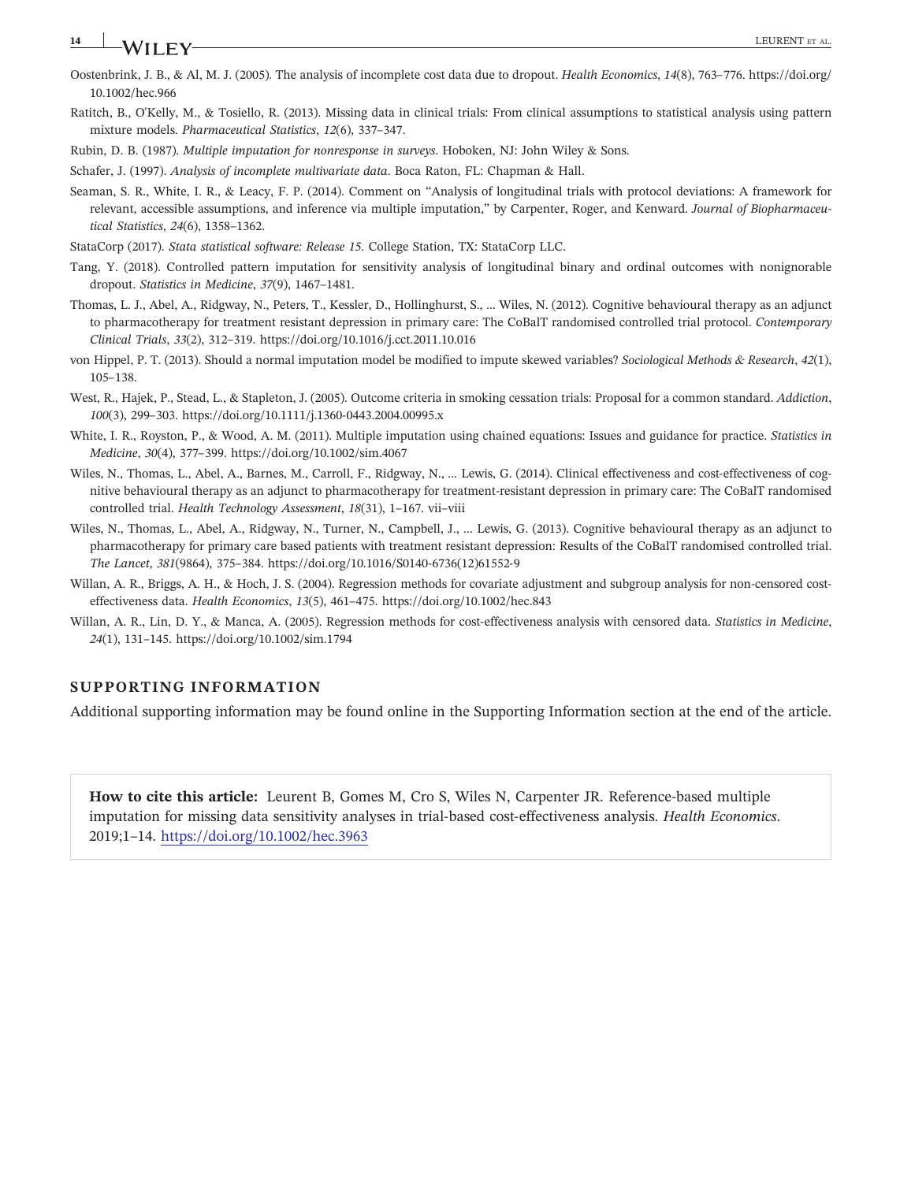Oostenbrink, J. B., & Al, M. J. (2005). The analysis of incomplete cost data due to dropout. *Health Economics*, *14*(8), 763–776. https://doi.org/10.1002/hec.966

Ratitch, B., O'Kelly, M., & Tosiello, R. (2013). Missing data in clinical trials: From clinical assumptions to statistical analysis using pattern mixture models. *Pharmaceutical Statistics*, *12*(6), 337–347.

Rubin, D. B. (1987). *Multiple imputation for nonresponse in surveys*. Hoboken, NJ: John Wiley & Sons.

Schafer, J. (1997). *Analysis of incomplete multivariate data*. Boca Raton, FL: Chapman & Hall.

Seaman, S. R., White, I. R., & Leacy, F. P. (2014). Comment on "Analysis of longitudinal trials with protocol deviations: A framework for relevant, accessible assumptions, and inference via multiple imputation," by Carpenter, Roger, and Kenward. *Journal of Biopharmaceutical Statistics*, *24*(6), 1358–1362.

StataCorp (2017). *Stata statistical software: Release 15*. College Station, TX: StataCorp LLC.

Tang, Y. (2018). Controlled pattern imputation for sensitivity analysis of longitudinal binary and ordinal outcomes with nonignorable dropout. *Statistics in Medicine*, *37*(9), 1467–1481.

Thomas, L. J., Abel, A., Ridgway, N., Peters, T., Kessler, D., Hollinghurst, S., … Wiles, N. (2012). Cognitive behavioural therapy as an adjunct to pharmacotherapy for treatment resistant depression in primary care: The CoBalT randomised controlled trial protocol. *Contemporary Clinical Trials*, *33*(2), 312–319. https://doi.org/10.1016/j.cct.2011.10.016

von Hippel, P. T. (2013). Should a normal imputation model be modified to impute skewed variables? *Sociological Methods & Research*, *42*(1), 105–138.

West, R., Hajek, P., Stead, L., & Stapleton, J. (2005). Outcome criteria in smoking cessation trials: Proposal for a common standard. *Addiction*, *100*(3), 299–303. https://doi.org/10.1111/j.1360-0443.2004.00995.x

White, I. R., Royston, P., & Wood, A. M. (2011). Multiple imputation using chained equations: Issues and guidance for practice. *Statistics in Medicine*, *30*(4), 377–399. https://doi.org/10.1002/sim.4067

Wiles, N., Thomas, L., Abel, A., Barnes, M., Carroll, F., Ridgway, N., … Lewis, G. (2014). Clinical effectiveness and cost-effectiveness of cognitive behavioural therapy as an adjunct to pharmacotherapy for treatment-resistant depression in primary care: The CoBalT randomised controlled trial. *Health Technology Assessment*, *18*(31), 1–167. vii–viii

Wiles, N., Thomas, L., Abel, A., Ridgway, N., Turner, N., Campbell, J., … Lewis, G. (2013). Cognitive behavioural therapy as an adjunct to pharmacotherapy for primary care based patients with treatment resistant depression: Results of the CoBalT randomised controlled trial. *The Lancet*, *381*(9864), 375–384. https://doi.org/10.1016/S0140-6736(12)61552-9

Willan, A. R., Briggs, A. H., & Hoch, J. S. (2004). Regression methods for covariate adjustment and subgroup analysis for non-censored cost-effectiveness data. *Health Economics*, *13*(5), 461–475. https://doi.org/10.1002/hec.843

Willan, A. R., Lin, D. Y., & Manca, A. (2005). Regression methods for cost-effectiveness analysis with censored data. *Statistics in Medicine*, *24*(1), 131–145. https://doi.org/10.1002/sim.1794

## SUPPORTING INFORMATION

Additional supporting information may be found online in the Supporting Information section at the end of the article.

**How to cite this article:** Leurent B, Gomes M, Cro S, Wiles N, Carpenter JR. Reference-based multiple imputation for missing data sensitivity analyses in trial-based cost-effectiveness analysis. *Health Economics*. 2019;1–14. https://doi.org/10.1002/hec.3963